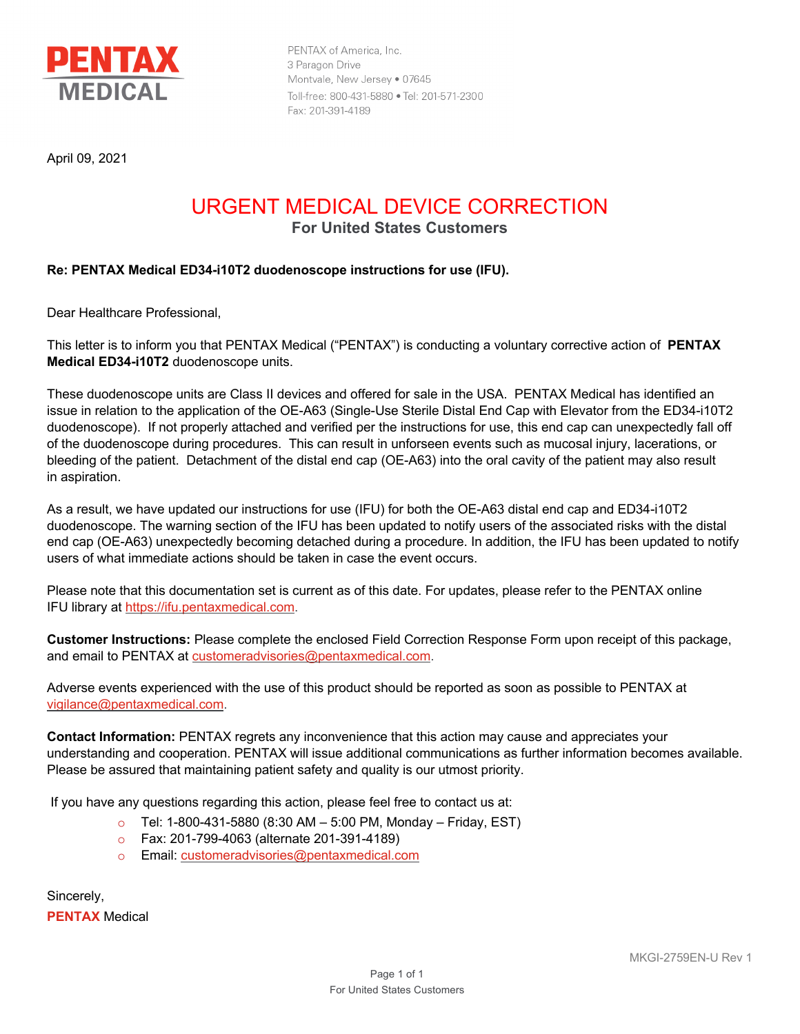**PENTAX MEDICAL**

PENTAX of America, Inc.
3 Paragon Drive
Montvale, New Jersey • 07645
Toll-free: 800-431-5880 • Tel: 201-571-2300
Fax: 201-391-4189

April 09, 2021

# URGENT MEDICAL DEVICE CORRECTION

## For United States Customers

**Re: PENTAX Medical ED34-i10T2 duodenoscope instructions for use (IFU).**

Dear Healthcare Professional,

This letter is to inform you that PENTAX Medical ("PENTAX") is conducting a voluntary corrective action of **PENTAX Medical ED34-i10T2** duodenoscope units.

These duodenoscope units are Class II devices and offered for sale in the USA. PENTAX Medical has identified an issue in relation to the application of the OE-A63 (Single-Use Sterile Distal End Cap with Elevator from the ED34-i10T2 duodenoscope). If not properly attached and verified per the instructions for use, this end cap can unexpectedly fall off of the duodenoscope during procedures. This can result in unforseen events such as mucosal injury, lacerations, or bleeding of the patient. Detachment of the distal end cap (OE-A63) into the oral cavity of the patient may also result in aspiration.

As a result, we have updated our instructions for use (IFU) for both the OE-A63 distal end cap and ED34-i10T2 duodenoscope. The warning section of the IFU has been updated to notify users of the associated risks with the distal end cap (OE-A63) unexpectedly becoming detached during a procedure. In addition, the IFU has been updated to notify users of what immediate actions should be taken in case the event occurs.

Please note that this documentation set is current as of this date. For updates, please refer to the PENTAX online IFU library at https://ifu.pentaxmedical.com.

**Customer Instructions:** Please complete the enclosed Field Correction Response Form upon receipt of this package, and email to PENTAX at customeradvisories@pentaxmedical.com.

Adverse events experienced with the use of this product should be reported as soon as possible to PENTAX at vigilance@pentaxmedical.com.

**Contact Information:** PENTAX regrets any inconvenience that this action may cause and appreciates your understanding and cooperation. PENTAX will issue additional communications as further information becomes available. Please be assured that maintaining patient safety and quality is our utmost priority.

If you have any questions regarding this action, please feel free to contact us at:

- Tel: 1-800-431-5880 (8:30 AM – 5:00 PM, Monday – Friday, EST)
- Fax: 201-799-4063 (alternate 201-391-4189)
- Email: customeradvisories@pentaxmedical.com

Sincerely,
**PENTAX** Medical

MKGI-2759EN-U Rev 1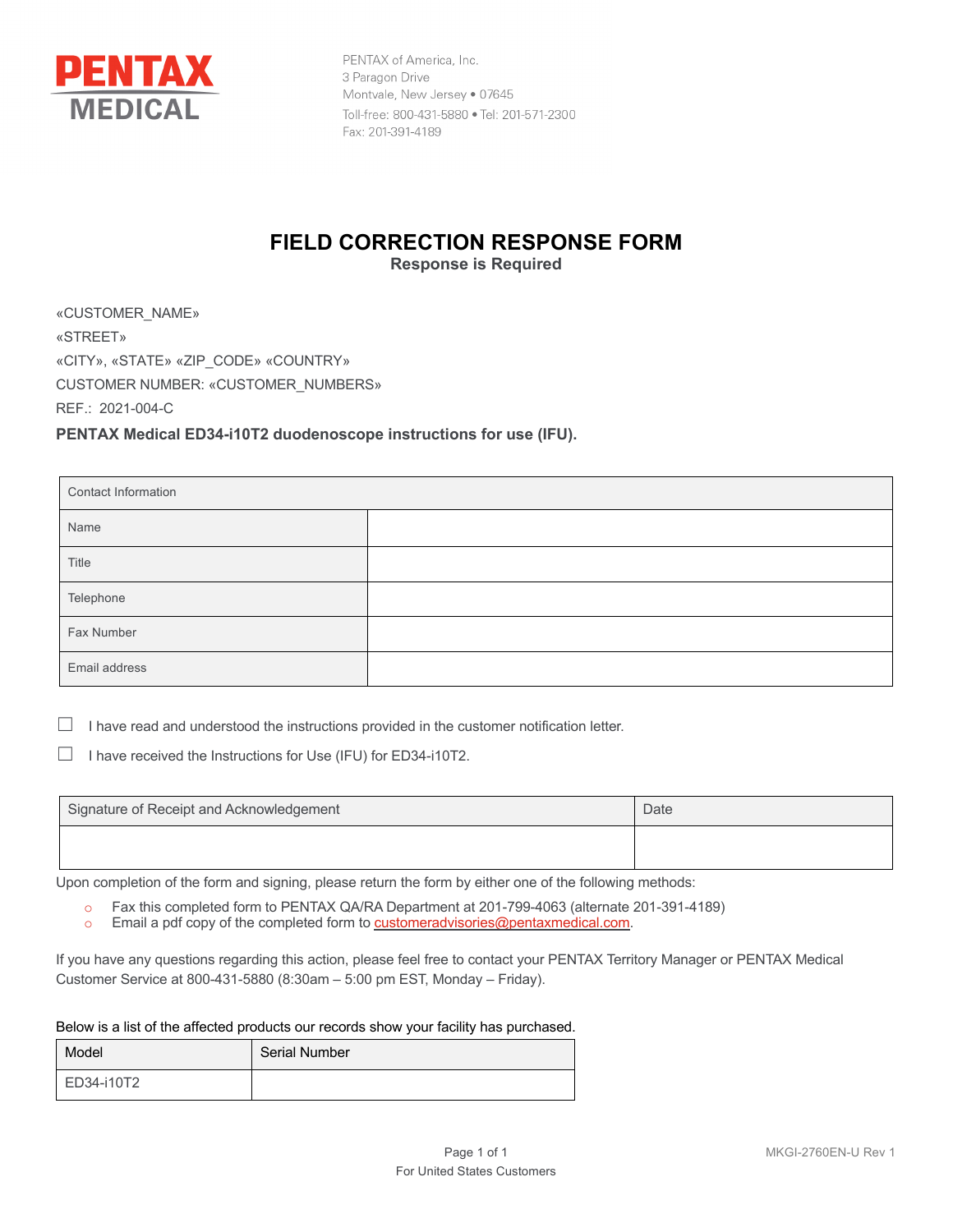PENTAX MEDICAL

PENTAX of America, Inc.
3 Paragon Drive
Montvale, New Jersey • 07645
Toll-free: 800-431-5880 • Tel: 201-571-2300
Fax: 201-391-4189

# FIELD CORRECTION RESPONSE FORM

**Response is Required**

«CUSTOMER_NAME»
«STREET»
«CITY», «STATE» «ZIP_CODE» «COUNTRY»
CUSTOMER NUMBER: «CUSTOMER_NUMBERS»
REF.: 2021-004-C

**PENTAX Medical ED34-i10T2 duodenoscope instructions for use (IFU).**

| Contact Information | |
|---|---|
| Name | |
| Title | |
| Telephone | |
| Fax Number | |
| Email address | |

☐ I have read and understood the instructions provided in the customer notification letter.

☐ I have received the Instructions for Use (IFU) for ED34-i10T2.

| Signature of Receipt and Acknowledgement | Date |
|---|---|
| | |

Upon completion of the form and signing, please return the form by either one of the following methods:

- Fax this completed form to PENTAX QA/RA Department at 201-799-4063 (alternate 201-391-4189)
- Email a pdf copy of the completed form to customeradvisories@pentaxmedical.com.

If you have any questions regarding this action, please feel free to contact your PENTAX Territory Manager or PENTAX Medical Customer Service at 800-431-5880 (8:30am – 5:00 pm EST, Monday – Friday).

Below is a list of the affected products our records show your facility has purchased.

| Model | Serial Number |
|---|---|
| ED34-i10T2 | |

For United States Customers

MKGI-2760EN-U Rev 1